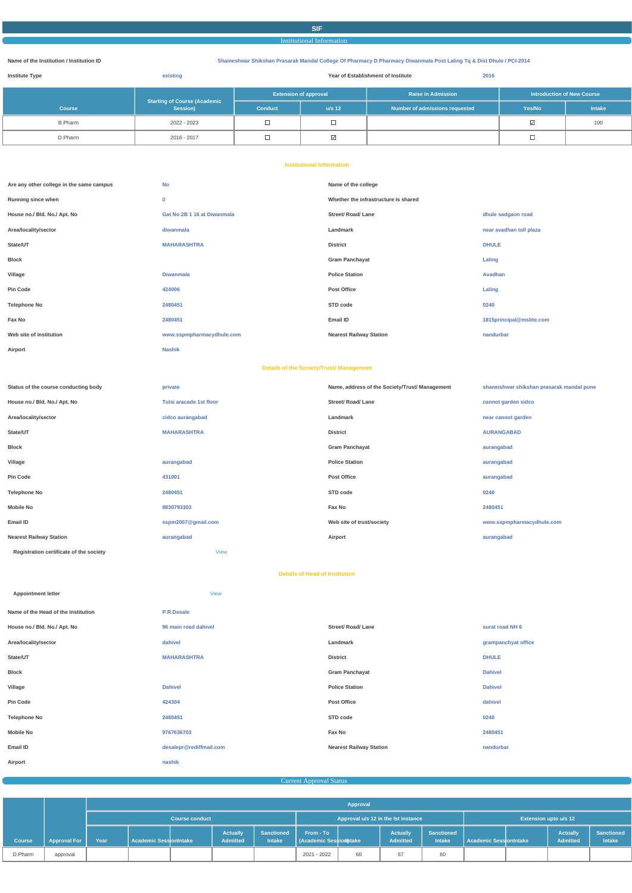# SIF

## Institutional Information

| | | | |
|---|---|---|---|
| **Name of the Institution / Institution ID** | Shaineshwar Shikshan Prasarak Mandal College Of Pharmacy D Pharmacy Diwanmala Post Laling Tq & Dist Dhule / PCI-2014 | | |
| **Institute Type** | existing | **Year of Establishment of Institute** | 2016 |

| Course | Starting of Course (Academic Session) | Extension of approval | | Raise in Admission | Introduction of New Course | |
|---|---|---|---|---|---|---|
| | | Conduct | u/s 12 | Number of admissions requested | Yes/No | Intake |
| B.Pharm | 2022 - 2023 | ☐ | ☐ | | ☑ | 100 |
| D.Pharm | 2016 - 2017 | ☐ | ☑ | | ☐ | |

### Institutional Information

| | | | |
|---|---|---|---|
| **Are any other college in the same campus** | No | **Name of the college** | |
| **Running since when** | 0 | **Whether the infrastructure is shared** | |
| **House no./ Bld. No./ Apt. No** | Gat No 2B 1 16 at Diwanmala | **Street/ Road/ Lane** | dhule sadgaon road |
| **Area/locality/sector** | diwanmala | **Landmark** | near avadhan toll plaza |
| **State/UT** | MAHARASHTRA | **District** | DHULE |
| **Block** | | **Gram Panchayat** | Laling |
| **Village** | Diwanmala | **Police Station** | Avadhan |
| **Pin Code** | 424006 | **Post Office** | Laling |
| **Telephone No** | 2480451 | **STD code** | 0240 |
| **Fax No** | 2480451 | **Email ID** | 1815principal@msbte.com |
| **Web site of institution** | www.sspmpharmacydhule.com | **Nearest Railway Station** | nandurbar |
| **Airport** | Nashik | | |

### Details of the Society/Trust/ Management

| | | | |
|---|---|---|---|
| **Status of the course conducting body** | private | **Name, address of the Society/Trust/ Management** | shaneishwar shikshan prasarak mandal pune |
| **House no./ Bld. No./ Apt. No** | Tulsi aracade 1st floor | **Street/ Road/ Lane** | cannot garden sidco |
| **Area/locality/sector** | cidco aurangabad | **Landmark** | near cannot garden |
| **State/UT** | MAHARASHTRA | **District** | AURANGABAD |
| **Block** | | **Gram Panchayat** | aurangabad |
| **Village** | aurangabad | **Police Station** | aurangabad |
| **Pin Code** | 431001 | **Post Office** | aurangabad |
| **Telephone No** | 2480451 | **STD code** | 0240 |
| **Mobile No** | 8830793303 | **Fax No** | 2480451 |
| **Email ID** | sspm2007@gmail.com | **Web site of trust/society** | www.sspmpharmacydhule.com |
| **Nearest Railway Station** | aurangabad | **Airport** | aurangabad |
| **Registration certificate of the society** | View | | |

### Details of Head of Institution

| | | | |
|---|---|---|---|
| **Appointment letter** | View | | |
| **Name of the Head of the Institution** | P.R.Desale | | |
| **House no./ Bld. No./ Apt. No** | 96 main road dahivel | **Street/ Road/ Lane** | surat road NH 6 |
| **Area/locality/sector** | dahivel | **Landmark** | grampanchyat office |
| **State/UT** | MAHARASHTRA | **District** | DHULE |
| **Block** | | **Gram Panchayat** | Dahivel |
| **Village** | Dahivel | **Police Station** | Dahivel |
| **Pin Code** | 424304 | **Post Office** | dahivel |
| **Telephone No** | 2480451 | **STD code** | 0240 |
| **Mobile No** | 9767636703 | **Fax No** | 2480451 |
| **Email ID** | desalepr@rediffmail.com | **Nearest Railway Station** | nandurbar |
| **Airport** | nashik | | |

## Current Approval Status

| Course | Approval For | Approval | | | | | | | | | | | | |
|---|---|---|---|---|---|---|---|---|---|---|---|---|---|---|
| | | Course conduct | | | | | Approval u/s 12 in the Ist instance | | | | Extension upto u/s 12 | | | |
| | | Year | Academic Session | Intake | Actually Admitted | Sanctioned Intake | From - To (Academic Session) | Intake | Actually Admitted | Sanctioned Intake | Academic Session | Intake | Actually Admitted | Sanctioned Intake |
| D.Pharm | approval | | | | | | 2021 - 2022 | 60 | 67 | 60 | | | | |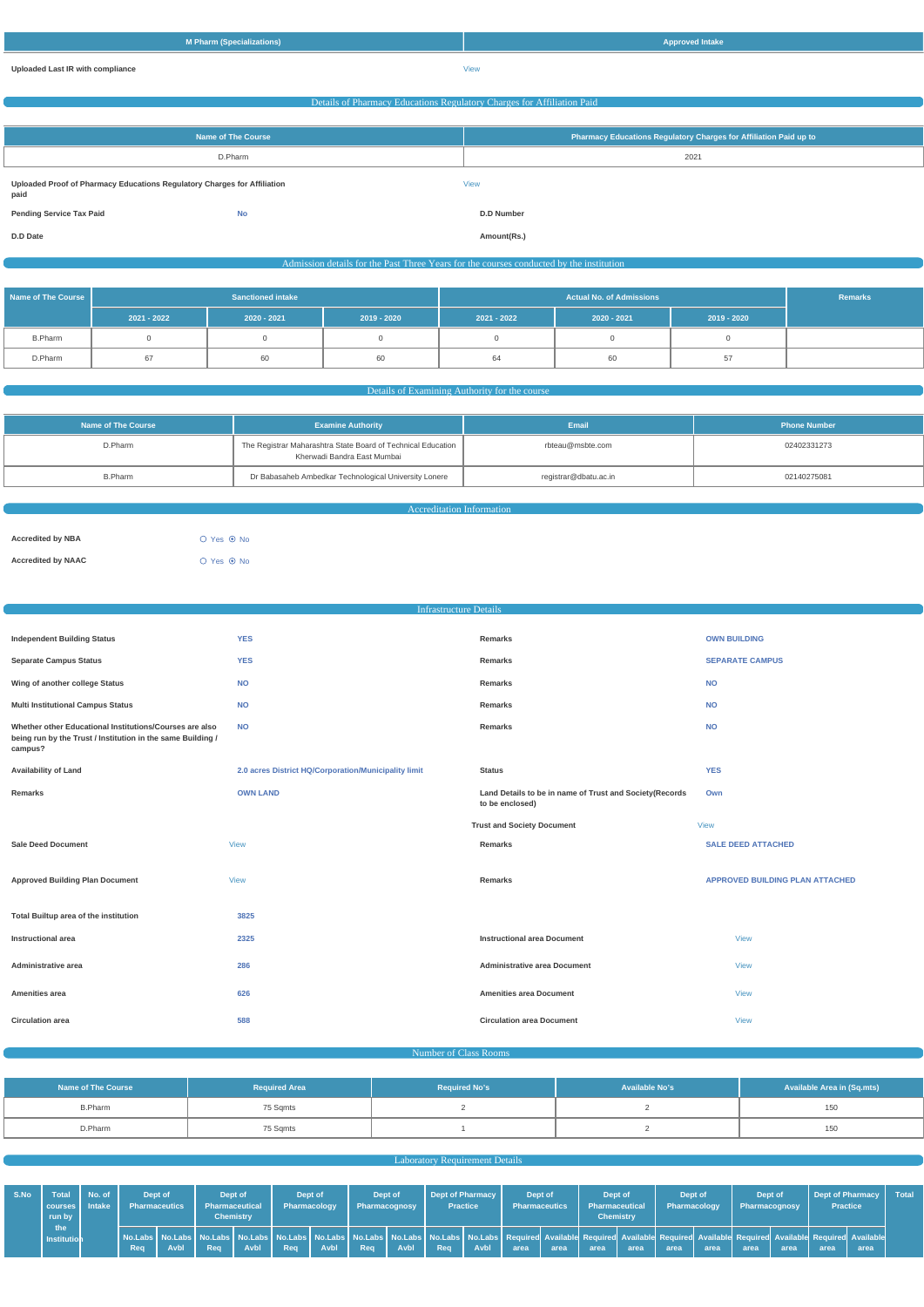| M Pharm (Specializations) | Approved Intake |
|---|---|

**Uploaded Last IR with compliance** View

## Details of Pharmacy Educations Regulatory Charges for Affiliation Paid

| Name of The Course | Pharmacy Educations Regulatory Charges for Affiliation Paid up to |
|---|---|
| D.Pharm | 2021 |

**Uploaded Proof of Pharmacy Educations Regulatory Charges for Affiliation paid** View

**Pending Service Tax Paid** No

**D.D Number**

**D.D Date**

**Amount(Rs.)**

## Admission details for the Past Three Years for the courses conducted by the institution

| Name of The Course | Sanctioned intake | | | Actual No. of Admissions | | | Remarks |
|---|---|---|---|---|---|---|---|
| | 2021 - 2022 | 2020 - 2021 | 2019 - 2020 | 2021 - 2022 | 2020 - 2021 | 2019 - 2020 | |
| B.Pharm | 0 | 0 | 0 | 0 | 0 | 0 | |
| D.Pharm | 67 | 60 | 60 | 64 | 60 | 57 | |

## Details of Examining Authority for the course

| Name of The Course | Examine Authority | Email | Phone Number |
|---|---|---|---|
| D.Pharm | The Registrar Maharashtra State Board of Technical Education Kherwadi Bandra East Mumbai | rbteau@msbte.com | 02402331273 |
| B.Pharm | Dr Babasaheb Ambedkar Technological University Lonere | registrar@dbatu.ac.in | 02140275081 |

## Accreditation Information

**Accredited by NBA** ○ Yes ⦿ No

**Accredited by NAAC** ○ Yes ⦿ No

## Infrastructure Details

| | | | |
|---|---|---|---|
| **Independent Building Status** | YES | **Remarks** | OWN BUILDING |
| **Separate Campus Status** | YES | **Remarks** | SEPARATE CAMPUS |
| **Wing of another college Status** | NO | **Remarks** | NO |
| **Multi Institutional Campus Status** | NO | **Remarks** | NO |
| **Whether other Educational Institutions/Courses are also being run by the Trust / Institution in the same Building / campus?** | NO | **Remarks** | NO |
| **Availability of Land** | 2.0 acres District HQ/Corporation/Municipality limit | **Status** | YES |
| **Remarks** | OWN LAND | **Land Details to be in name of Trust and Society(Records to be enclosed)** | Own |
| | | **Trust and Society Document** | View |
| **Sale Deed Document** | View | **Remarks** | SALE DEED ATTACHED |
| **Approved Building Plan Document** | View | **Remarks** | APPROVED BUILDING PLAN ATTACHED |
| **Total Builtup area of the institution** | 3825 | | |
| **Instructional area** | 2325 | **Instructional area Document** | View |
| **Administrative area** | 286 | **Administrative area Document** | View |
| **Amenities area** | 626 | **Amenities area Document** | View |
| **Circulation area** | 588 | **Circulation area Document** | View |

## Number of Class Rooms

| Name of The Course | Required Area | Required No's | Available No's | Available Area in (Sq.mts) |
|---|---|---|---|---|
| B.Pharm | 75 Sqmts | 2 | 2 | 150 |
| D.Pharm | 75 Sqmts | 1 | 2 | 150 |

## Laboratory Requirement Details

| S.No | Total courses run by the Institution | No. of Intake | Dept of Pharmaceutics | | Dept of Pharmaceutical Chemistry | | Dept of Pharmacology | | Dept of Pharmacognosy | | Dept of Pharmacy Practice | | Dept of Pharmaceutics | | Dept of Pharmaceutical Chemistry | | Dept of Pharmacology | | Dept of Pharmacognosy | | Dept of Pharmacy Practice | | Total |
|---|---|---|---|---|---|---|---|---|---|---|---|---|---|---|---|---|---|---|---|---|---|---|---|
| | | | No.Labs Req | No.Labs Avbl | No.Labs Req | No.Labs Avbl | No.Labs Req | No.Labs Avbl | No.Labs Req | No.Labs Avbl | No.Labs Req | No.Labs Avbl | Required area | Available area | Required area | Available area | Required area | Available area | Required area | Available area | Required area | Available area | |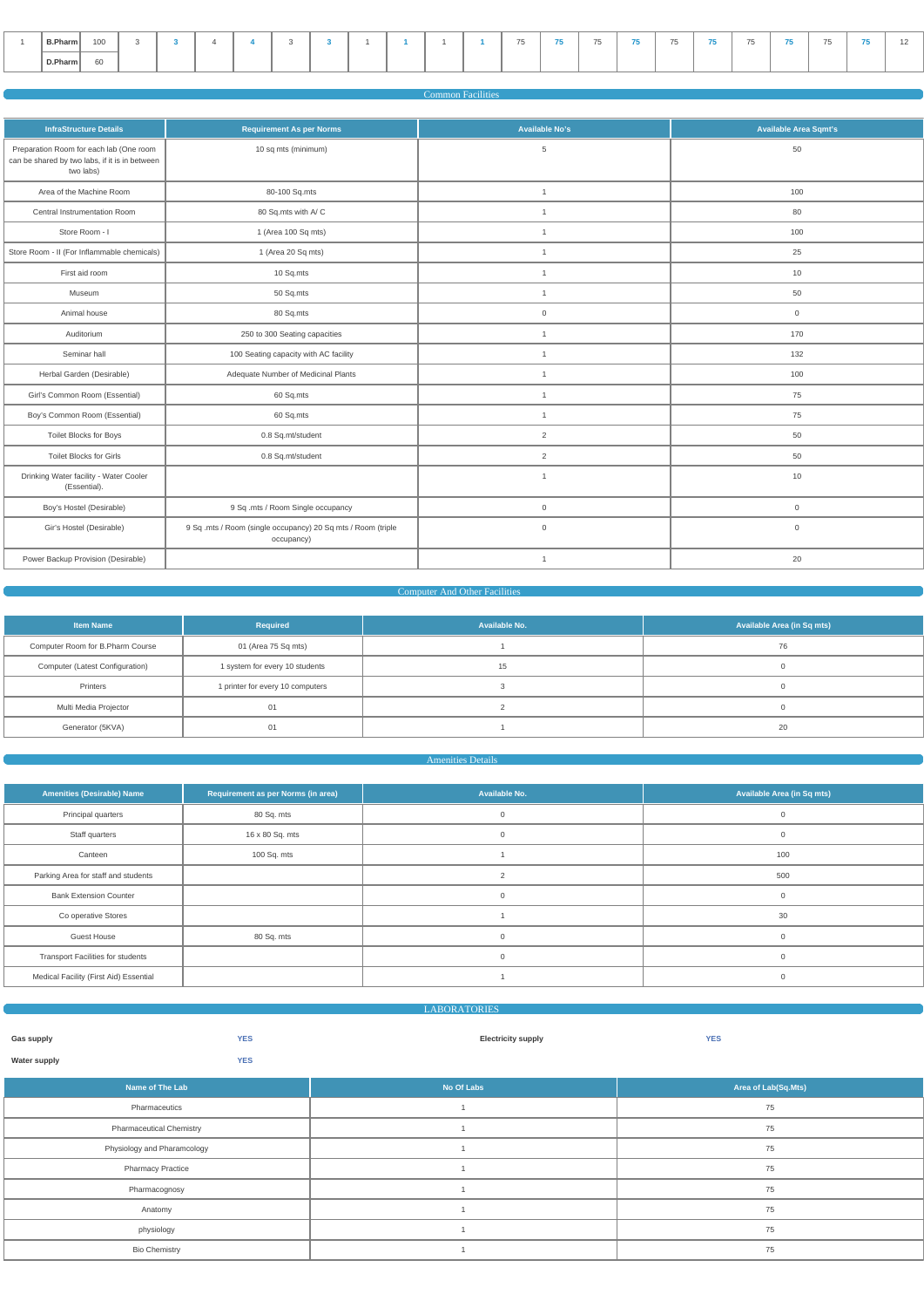| 1 | B.Pharm | 100 | 3 | 3 | 4 | 4 | 3 | 3 | 1 | 1 | 1 | 1 | 75 | 75 | 75 | 75 | 75 | 75 | 75 | 75 | 75 | 75 | 12 |
|---|---|---|---|---|---|---|---|---|---|---|---|---|---|---|---|---|---|---|---|---|---|---|---|
| | D.Pharm | 60 | | | | | | | | | | | | | | | | | | | | | |

## Common Facilities

| InfraStructure Details | Requirement As per Norms | Available No's | Available Area Sqmt's |
|---|---|---|---|
| Preparation Room for each lab (One room can be shared by two labs, if it is in between two labs) | 10 sq mts (minimum) | 5 | 50 |
| Area of the Machine Room | 80-100 Sq.mts | 1 | 100 |
| Central Instrumentation Room | 80 Sq.mts with A/ C | 1 | 80 |
| Store Room - I | 1 (Area 100 Sq mts) | 1 | 100 |
| Store Room - II (For Inflammable chemicals) | 1 (Area 20 Sq mts) | 1 | 25 |
| First aid room | 10 Sq.mts | 1 | 10 |
| Museum | 50 Sq.mts | 1 | 50 |
| Animal house | 80 Sq.mts | 0 | 0 |
| Auditorium | 250 to 300 Seating capacities | 1 | 170 |
| Seminar hall | 100 Seating capacity with AC facility | 1 | 132 |
| Herbal Garden (Desirable) | Adequate Number of Medicinal Plants | 1 | 100 |
| Girl's Common Room (Essential) | 60 Sq.mts | 1 | 75 |
| Boy's Common Room (Essential) | 60 Sq.mts | 1 | 75 |
| Toilet Blocks for Boys | 0.8 Sq.mt/student | 2 | 50 |
| Toilet Blocks for Girls | 0.8 Sq.mt/student | 2 | 50 |
| Drinking Water facility - Water Cooler (Essential). | | 1 | 10 |
| Boy's Hostel (Desirable) | 9 Sq .mts / Room Single occupancy | 0 | 0 |
| Gir's Hostel (Desirable) | 9 Sq .mts / Room (single occupancy) 20 Sq mts / Room (triple occupancy) | 0 | 0 |
| Power Backup Provision (Desirable) | | 1 | 20 |

## Computer And Other Facilities

| Item Name | Required | Available No. | Available Area (in Sq mts) |
|---|---|---|---|
| Computer Room for B.Pharm Course | 01 (Area 75 Sq mts) | 1 | 76 |
| Computer (Latest Configuration) | 1 system for every 10 students | 15 | 0 |
| Printers | 1 printer for every 10 computers | 3 | 0 |
| Multi Media Projector | 01 | 2 | 0 |
| Generator (5KVA) | 01 | 1 | 20 |

## Amenities Details

| Amenities (Desirable) Name | Requirement as per Norms (in area) | Available No. | Available Area (in Sq mts) |
|---|---|---|---|
| Principal quarters | 80 Sq. mts | 0 | 0 |
| Staff quarters | 16 x 80 Sq. mts | 0 | 0 |
| Canteen | 100 Sq. mts | 1 | 100 |
| Parking Area for staff and students | | 2 | 500 |
| Bank Extension Counter | | 0 | 0 |
| Co operative Stores | | 1 | 30 |
| Guest House | 80 Sq. mts | 0 | 0 |
| Transport Facilities for students | | 0 | 0 |
| Medical Facility (First Aid) Essential | | 1 | 0 |

## LABORATORIES

**Gas supply** YES **Electricity supply** YES

**Water supply** YES

| Name of The Lab | No Of Labs | Area of Lab(Sq.Mts) |
|---|---|---|
| Pharmaceutics | 1 | 75 |
| Pharmaceutical Chemistry | 1 | 75 |
| Physiology and Pharamcology | 1 | 75 |
| Pharmacy Practice | 1 | 75 |
| Pharmacognosy | 1 | 75 |
| Anatomy | 1 | 75 |
| physiology | 1 | 75 |
| Bio Chemistry | 1 | 75 |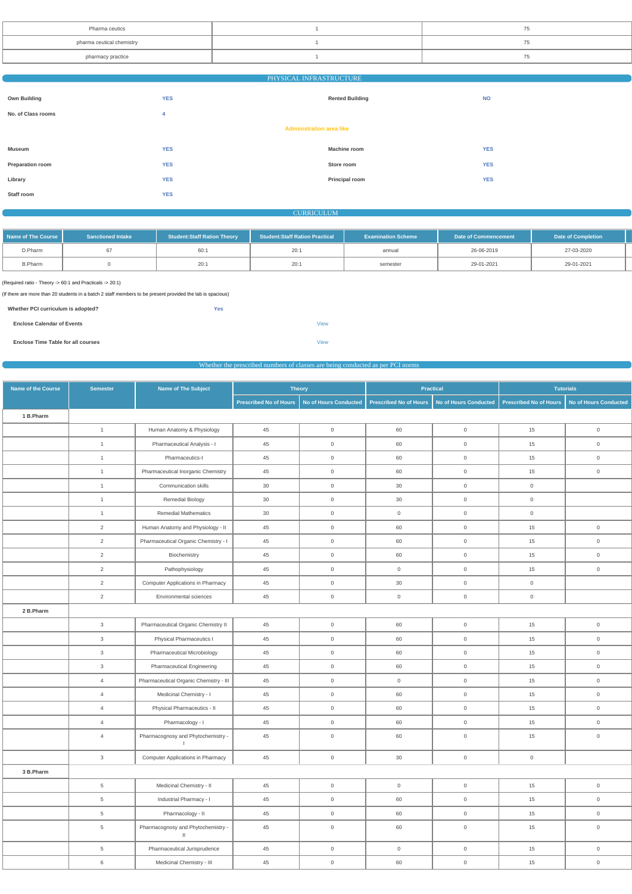| Pharma ceutics | 1 | 75 |
|---|---|---|
| pharma ceutical chemistry | 1 | 75 |
| pharmacy practice | 1 | 75 |

## PHYSICAL INFRASTRUCTURE

| | | | |
|---|---|---|---|
| **Own Building** | YES | **Rented Building** | NO |
| **No. of Class rooms** | 4 | | |

**Administration area like**

| | | | |
|---|---|---|---|
| **Museum** | YES | **Machine room** | YES |
| **Preparation room** | YES | **Store room** | YES |
| **Library** | YES | **Principal room** | YES |
| **Staff room** | YES | | |

## CURRICULUM

| Name of The Course | Sanctioned Intake | Student:Staff Ration Theory | Student:Staff Ration Practical | Examination Scheme | Date of Commencement | Date of Completion |
|---|---|---|---|---|---|---|
| D.Pharm | 67 | 60:1 | 20:1 | annual | 26-06-2019 | 27-03-2020 |
| B.Pharm | 0 | 20:1 | 20:1 | semester | 29-01-2021 | 29-01-2021 |

(Required ratio - Theory -> 60:1 and Practicals -> 20:1)

(If there are more than 20 students in a batch 2 staff members to be present provided the lab is spacious)

**Whether PCI curriculum is adopted?** Yes

**Enclose Calendar of Events** View

**Enclose Time Table for all courses** View

## Whether the prescribed numbers of classes are being conducted as per PCI norms

| Name of the Course | Semester | Name of The Subject | Theory | | Practical | | Tutorials | |
|---|---|---|---|---|---|---|---|---|
| | | | Prescribed No of Hours | No of Hours Conducted | Prescribed No of Hours | No of Hours Conducted | Prescribed No of Hours | No of Hours Conducted |
| **1 B.Pharm** | | | | | | | | |
| | 1 | Human Anatomy & Physiology | 45 | 0 | 60 | 0 | 15 | 0 |
| | 1 | Pharmaceutical Analysis - I | 45 | 0 | 60 | 0 | 15 | 0 |
| | 1 | Pharmaceutics-I | 45 | 0 | 60 | 0 | 15 | 0 |
| | 1 | Pharmaceutical Inorganic Chemistry | 45 | 0 | 60 | 0 | 15 | 0 |
| | 1 | Communication skills | 30 | 0 | 30 | 0 | 0 | |
| | 1 | Remedial Biology | 30 | 0 | 30 | 0 | 0 | |
| | 1 | Remedial Mathematics | 30 | 0 | 0 | 0 | 0 | |
| | 2 | Human Anatomy and Physiology - II | 45 | 0 | 60 | 0 | 15 | 0 |
| | 2 | Pharmaceutical Organic Chemistry - I | 45 | 0 | 60 | 0 | 15 | 0 |
| | 2 | Biochemistry | 45 | 0 | 60 | 0 | 15 | 0 |
| | 2 | Pathophysiology | 45 | 0 | 0 | 0 | 15 | 0 |
| | 2 | Computer Applications in Pharmacy | 45 | 0 | 30 | 0 | 0 | |
| | 2 | Environmental sciences | 45 | 0 | 0 | 0 | 0 | |
| **2 B.Pharm** | | | | | | | | |
| | 3 | Pharmaceutical Organic Chemistry II | 45 | 0 | 60 | 0 | 15 | 0 |
| | 3 | Physical Pharmaceutics I | 45 | 0 | 60 | 0 | 15 | 0 |
| | 3 | Pharmaceutical Microbiology | 45 | 0 | 60 | 0 | 15 | 0 |
| | 3 | Pharmaceutical Engineering | 45 | 0 | 60 | 0 | 15 | 0 |
| | 4 | Pharmaceutical Organic Chemistry - III | 45 | 0 | 0 | 0 | 15 | 0 |
| | 4 | Medicinal Chemistry - I | 45 | 0 | 60 | 0 | 15 | 0 |
| | 4 | Physical Pharmaceutics - II | 45 | 0 | 60 | 0 | 15 | 0 |
| | 4 | Pharmacology - I | 45 | 0 | 60 | 0 | 15 | 0 |
| | 4 | Pharmacognosy and Phytochemistry - I | 45 | 0 | 60 | 0 | 15 | 0 |
| | 3 | Computer Applications in Pharmacy | 45 | 0 | 30 | 0 | 0 | |
| **3 B.Pharm** | | | | | | | | |
| | 5 | Medicinal Chemistry - II | 45 | 0 | 0 | 0 | 15 | 0 |
| | 5 | Industrial Pharmacy - I | 45 | 0 | 60 | 0 | 15 | 0 |
| | 5 | Pharmacology - II | 45 | 0 | 60 | 0 | 15 | 0 |
| | 5 | Pharmacognosy and Phytochemistry - II | 45 | 0 | 60 | 0 | 15 | 0 |
| | 5 | Pharmaceutical Jurisprudence | 45 | 0 | 0 | 0 | 15 | 0 |
| | 6 | Medicinal Chemistry - III | 45 | 0 | 60 | 0 | 15 | 0 |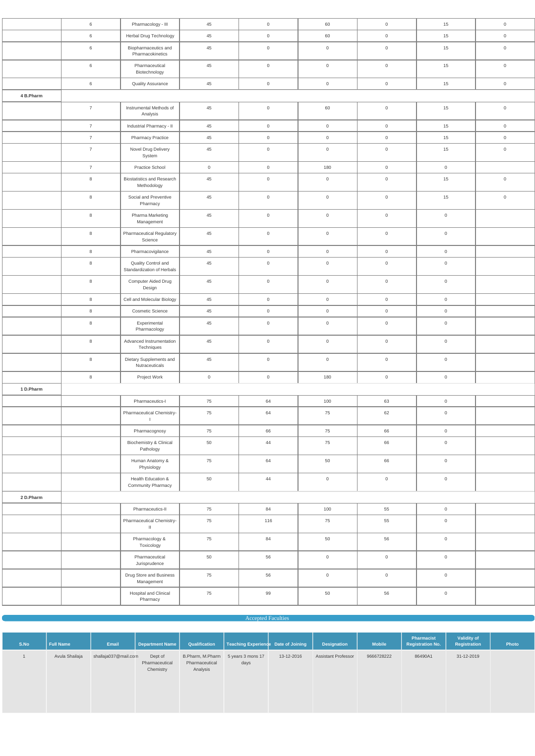| | | | | | | | | |
|---|---|---|---|---|---|---|---|---|
| | 6 | Pharmacology - III | 45 | 0 | 60 | 0 | 15 | 0 |
| | 6 | Herbal Drug Technology | 45 | 0 | 60 | 0 | 15 | 0 |
| | 6 | Biopharmaceutics and Pharmacokinetics | 45 | 0 | 0 | 0 | 15 | 0 |
| | 6 | Pharmaceutical Biotechnology | 45 | 0 | 0 | 0 | 15 | 0 |
| | 6 | Quality Assurance | 45 | 0 | 0 | 0 | 15 | 0 |
| 4 B.Pharm | | | | | | | | |
| | 7 | Instrumental Methods of Analysis | 45 | 0 | 60 | 0 | 15 | 0 |
| | 7 | Industrial Pharmacy - II | 45 | 0 | 0 | 0 | 15 | 0 |
| | 7 | Pharmacy Practice | 45 | 0 | 0 | 0 | 15 | 0 |
| | 7 | Novel Drug Delivery System | 45 | 0 | 0 | 0 | 15 | 0 |
| | 7 | Practice School | 0 | 0 | 180 | 0 | 0 | |
| | 8 | Biostatistics and Research Methodology | 45 | 0 | 0 | 0 | 15 | 0 |
| | 8 | Social and Preventive Pharmacy | 45 | 0 | 0 | 0 | 15 | 0 |
| | 8 | Pharma Marketing Management | 45 | 0 | 0 | 0 | 0 | |
| | 8 | Pharmaceutical Regulatory Science | 45 | 0 | 0 | 0 | 0 | |
| | 8 | Pharmacovigilance | 45 | 0 | 0 | 0 | 0 | |
| | 8 | Quality Control and Standardization of Herbals | 45 | 0 | 0 | 0 | 0 | |
| | 8 | Computer Aided Drug Design | 45 | 0 | 0 | 0 | 0 | |
| | 8 | Cell and Molecular Biology | 45 | 0 | 0 | 0 | 0 | |
| | 8 | Cosmetic Science | 45 | 0 | 0 | 0 | 0 | |
| | 8 | Experimental Pharmacology | 45 | 0 | 0 | 0 | 0 | |
| | 8 | Advanced Instrumentation Techniques | 45 | 0 | 0 | 0 | 0 | |
| | 8 | Dietary Supplements and Nutraceuticals | 45 | 0 | 0 | 0 | 0 | |
| | 8 | Project Work | 0 | 0 | 180 | 0 | 0 | |
| 1 D.Pharm | | | | | | | | |
| | | Pharmaceutics-I | 75 | 64 | 100 | 63 | 0 | |
| | | Pharmaceutical Chemistry-I | 75 | 64 | 75 | 62 | 0 | |
| | | Pharmacognosy | 75 | 66 | 75 | 66 | 0 | |
| | | Biochemistry & Clinical Pathology | 50 | 44 | 75 | 66 | 0 | |
| | | Human Anatomy & Physiology | 75 | 64 | 50 | 66 | 0 | |
| | | Health Education & Community Pharmacy | 50 | 44 | 0 | 0 | 0 | |
| 2 D.Pharm | | | | | | | | |
| | | Pharmaceutics-II | 75 | 84 | 100 | 55 | 0 | |
| | | Pharmaceutical Chemistry-II | 75 | 116 | 75 | 55 | 0 | |
| | | Pharmacology & Toxicology | 75 | 84 | 50 | 56 | 0 | |
| | | Pharmaceutical Jurisprudence | 50 | 56 | 0 | 0 | 0 | |
| | | Drug Store and Business Management | 75 | 56 | 0 | 0 | 0 | |
| | | Hospital and Clinical Pharmacy | 75 | 99 | 50 | 56 | 0 | |

## Accepted Faculties

| S.No | Full Name | Email | Department Name | Qualification | Teaching Experience | Date of Joining | Designation | Mobile | Pharmacist Registration No. | Validity of Registration | Photo |
|---|---|---|---|---|---|---|---|---|---|---|---|
| 1 | Avula Shailaja | shailaja037@mail.com | Dept of Pharmaceutical Chemistry | B.Pharm, M.Pharm Pharmaceutical Analysis | 5 years 3 mons 17 days | 13-12-2016 | Assistant Professor | 9666728222 | 86490A1 | 31-12-2019 | |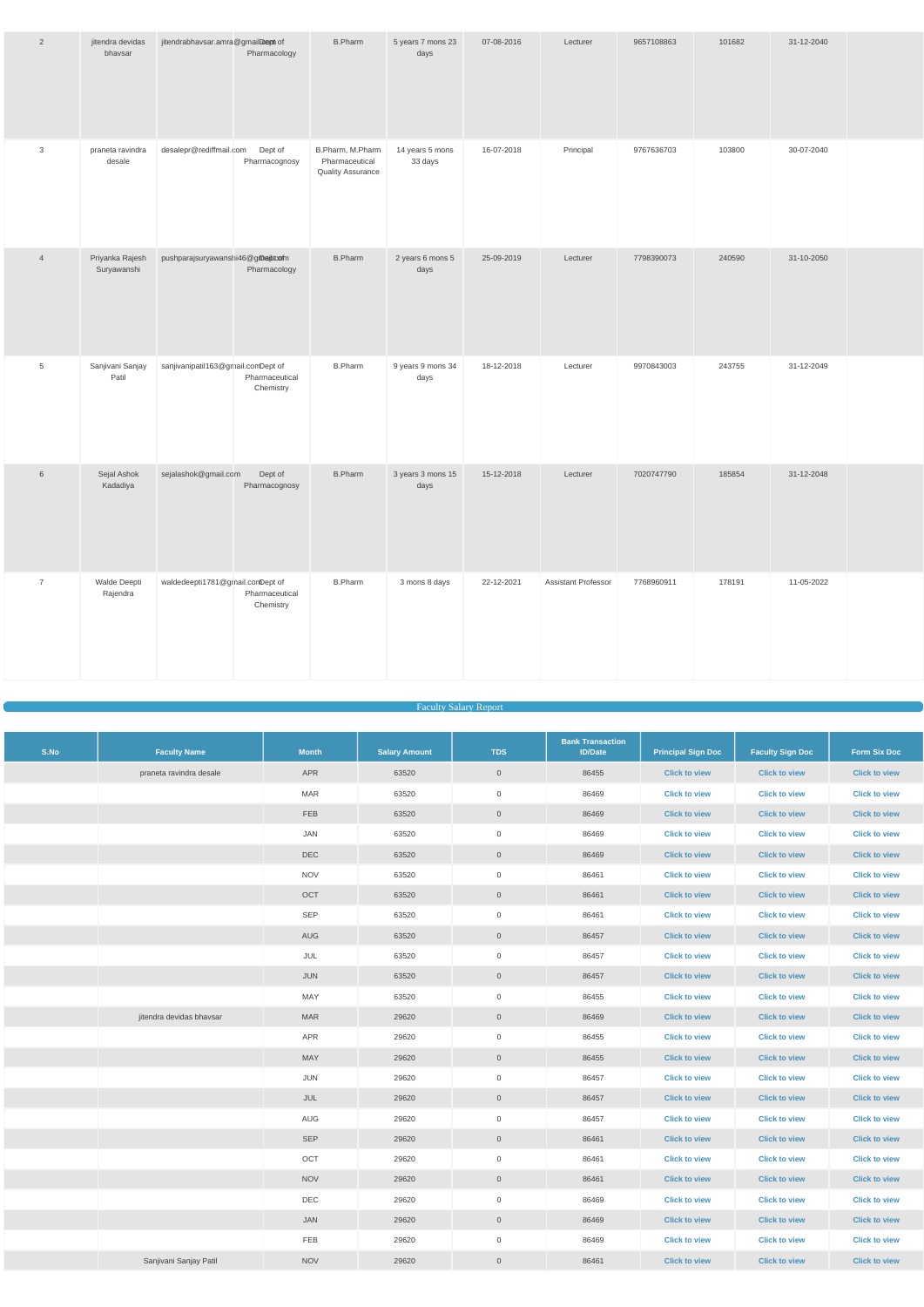| 2 | jitendra devidas bhavsar | jitendrabhavsar.amra@gmail.com | Dept of Pharmacology | B.Pharm | 5 years 7 mons 23 days | 07-08-2016 | Lecturer | 9657108863 | 101682 | 31-12-2040 | |
|---|---|---|---|---|---|---|---|---|---|---|---|
| 3 | praneta ravindra desale | desalepr@rediffmail.com | Dept of Pharmacognosy | B.Pharm, M.Pharm Pharmaceutical Quality Assurance | 14 years 5 mons 33 days | 16-07-2018 | Principal | 9767636703 | 103800 | 30-07-2040 | |
| 4 | Priyanka Rajesh Suryawanshi | pushparajsuryawanshi46@gmail.com | Dept of Pharmacology | B.Pharm | 2 years 6 mons 5 days | 25-09-2019 | Lecturer | 7798390073 | 240590 | 31-10-2050 | |
| 5 | Sanjivani Sanjay Patil | sanjivanipatil163@gmail.com | Dept of Pharmaceutical Chemistry | B.Pharm | 9 years 9 mons 34 days | 18-12-2018 | Lecturer | 9970843003 | 243755 | 31-12-2049 | |
| 6 | Sejal Ashok Kadadiya | sejalashok@gmail.com | Dept of Pharmacognosy | B.Pharm | 3 years 3 mons 15 days | 15-12-2018 | Lecturer | 7020747790 | 185854 | 31-12-2048 | |
| 7 | Walde Deepti Rajendra | waldedeepti1781@gmail.com | Dept of Pharmaceutical Chemistry | B.Pharm | 3 mons 8 days | 22-12-2021 | Assistant Professor | 7768960911 | 178191 | 11-05-2022 | |

## Faculty Salary Report

| S.No | Faculty Name | Month | Salary Amount | TDS | Bank Transaction ID/Date | Principal Sign Doc | Faculty Sign Doc | Form Six Doc |
|---|---|---|---|---|---|---|---|---|
| | praneta ravindra desale | APR | 63520 | 0 | 86455 | Click to view | Click to view | Click to view |
| | | MAR | 63520 | 0 | 86469 | Click to view | Click to view | Click to view |
| | | FEB | 63520 | 0 | 86469 | Click to view | Click to view | Click to view |
| | | JAN | 63520 | 0 | 86469 | Click to view | Click to view | Click to view |
| | | DEC | 63520 | 0 | 86469 | Click to view | Click to view | Click to view |
| | | NOV | 63520 | 0 | 86461 | Click to view | Click to view | Click to view |
| | | OCT | 63520 | 0 | 86461 | Click to view | Click to view | Click to view |
| | | SEP | 63520 | 0 | 86461 | Click to view | Click to view | Click to view |
| | | AUG | 63520 | 0 | 86457 | Click to view | Click to view | Click to view |
| | | JUL | 63520 | 0 | 86457 | Click to view | Click to view | Click to view |
| | | JUN | 63520 | 0 | 86457 | Click to view | Click to view | Click to view |
| | | MAY | 63520 | 0 | 86455 | Click to view | Click to view | Click to view |
| | jitendra devidas bhavsar | MAR | 29620 | 0 | 86469 | Click to view | Click to view | Click to view |
| | | APR | 29620 | 0 | 86455 | Click to view | Click to view | Click to view |
| | | MAY | 29620 | 0 | 86455 | Click to view | Click to view | Click to view |
| | | JUN | 29620 | 0 | 86457 | Click to view | Click to view | Click to view |
| | | JUL | 29620 | 0 | 86457 | Click to view | Click to view | Click to view |
| | | AUG | 29620 | 0 | 86457 | Click to view | Click to view | Click to view |
| | | SEP | 29620 | 0 | 86461 | Click to view | Click to view | Click to view |
| | | OCT | 29620 | 0 | 86461 | Click to view | Click to view | Click to view |
| | | NOV | 29620 | 0 | 86461 | Click to view | Click to view | Click to view |
| | | DEC | 29620 | 0 | 86469 | Click to view | Click to view | Click to view |
| | | JAN | 29620 | 0 | 86469 | Click to view | Click to view | Click to view |
| | | FEB | 29620 | 0 | 86469 | Click to view | Click to view | Click to view |
| | Sanjivani Sanjay Patil | NOV | 29620 | 0 | 86461 | Click to view | Click to view | Click to view |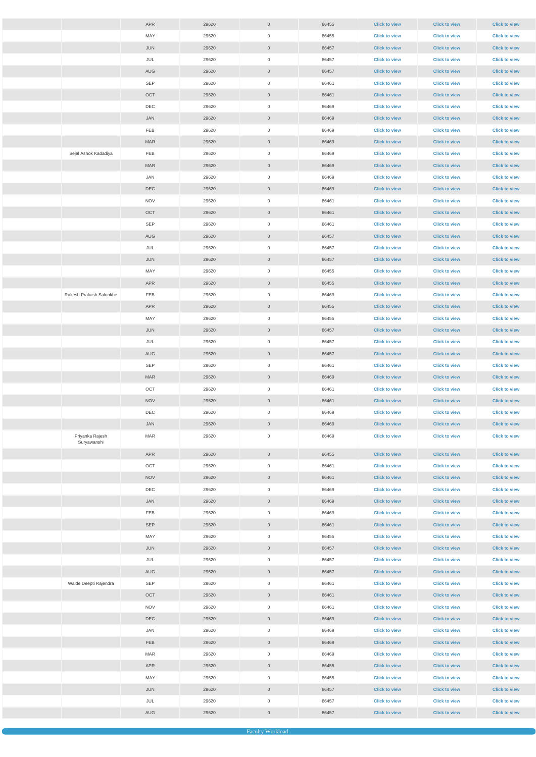| | | | | | | | | |
|---|---|---|---|---|---|---|---|---|
| | | APR | 29620 | 0 | 86455 | Click to view | Click to view | Click to view |
| | | MAY | 29620 | 0 | 86455 | Click to view | Click to view | Click to view |
| | | JUN | 29620 | 0 | 86457 | Click to view | Click to view | Click to view |
| | | JUL | 29620 | 0 | 86457 | Click to view | Click to view | Click to view |
| | | AUG | 29620 | 0 | 86457 | Click to view | Click to view | Click to view |
| | | SEP | 29620 | 0 | 86461 | Click to view | Click to view | Click to view |
| | | OCT | 29620 | 0 | 86461 | Click to view | Click to view | Click to view |
| | | DEC | 29620 | 0 | 86469 | Click to view | Click to view | Click to view |
| | | JAN | 29620 | 0 | 86469 | Click to view | Click to view | Click to view |
| | | FEB | 29620 | 0 | 86469 | Click to view | Click to view | Click to view |
| | | MAR | 29620 | 0 | 86469 | Click to view | Click to view | Click to view |
| | Sejal Ashok Kadadiya | FEB | 29620 | 0 | 86469 | Click to view | Click to view | Click to view |
| | | MAR | 29620 | 0 | 86469 | Click to view | Click to view | Click to view |
| | | JAN | 29620 | 0 | 86469 | Click to view | Click to view | Click to view |
| | | DEC | 29620 | 0 | 86469 | Click to view | Click to view | Click to view |
| | | NOV | 29620 | 0 | 86461 | Click to view | Click to view | Click to view |
| | | OCT | 29620 | 0 | 86461 | Click to view | Click to view | Click to view |
| | | SEP | 29620 | 0 | 86461 | Click to view | Click to view | Click to view |
| | | AUG | 29620 | 0 | 86457 | Click to view | Click to view | Click to view |
| | | JUL | 29620 | 0 | 86457 | Click to view | Click to view | Click to view |
| | | JUN | 29620 | 0 | 86457 | Click to view | Click to view | Click to view |
| | | MAY | 29620 | 0 | 86455 | Click to view | Click to view | Click to view |
| | | APR | 29620 | 0 | 86455 | Click to view | Click to view | Click to view |
| | Rakesh Prakash Salunkhe | FEB | 29620 | 0 | 86469 | Click to view | Click to view | Click to view |
| | | APR | 29620 | 0 | 86455 | Click to view | Click to view | Click to view |
| | | MAY | 29620 | 0 | 86455 | Click to view | Click to view | Click to view |
| | | JUN | 29620 | 0 | 86457 | Click to view | Click to view | Click to view |
| | | JUL | 29620 | 0 | 86457 | Click to view | Click to view | Click to view |
| | | AUG | 29620 | 0 | 86457 | Click to view | Click to view | Click to view |
| | | SEP | 29620 | 0 | 86461 | Click to view | Click to view | Click to view |
| | | MAR | 29620 | 0 | 86469 | Click to view | Click to view | Click to view |
| | | OCT | 29620 | 0 | 86461 | Click to view | Click to view | Click to view |
| | | NOV | 29620 | 0 | 86461 | Click to view | Click to view | Click to view |
| | | DEC | 29620 | 0 | 86469 | Click to view | Click to view | Click to view |
| | | JAN | 29620 | 0 | 86469 | Click to view | Click to view | Click to view |
| | Priyanka Rajesh Suryawanshi | MAR | 29620 | 0 | 86469 | Click to view | Click to view | Click to view |
| | | APR | 29620 | 0 | 86455 | Click to view | Click to view | Click to view |
| | | OCT | 29620 | 0 | 86461 | Click to view | Click to view | Click to view |
| | | NOV | 29620 | 0 | 86461 | Click to view | Click to view | Click to view |
| | | DEC | 29620 | 0 | 86469 | Click to view | Click to view | Click to view |
| | | JAN | 29620 | 0 | 86469 | Click to view | Click to view | Click to view |
| | | FEB | 29620 | 0 | 86469 | Click to view | Click to view | Click to view |
| | | SEP | 29620 | 0 | 86461 | Click to view | Click to view | Click to view |
| | | MAY | 29620 | 0 | 86455 | Click to view | Click to view | Click to view |
| | | JUN | 29620 | 0 | 86457 | Click to view | Click to view | Click to view |
| | | JUL | 29620 | 0 | 86457 | Click to view | Click to view | Click to view |
| | | AUG | 29620 | 0 | 86457 | Click to view | Click to view | Click to view |
| | Walde Deepti Rajendra | SEP | 29620 | 0 | 86461 | Click to view | Click to view | Click to view |
| | | OCT | 29620 | 0 | 86461 | Click to view | Click to view | Click to view |
| | | NOV | 29620 | 0 | 86461 | Click to view | Click to view | Click to view |
| | | DEC | 29620 | 0 | 86469 | Click to view | Click to view | Click to view |
| | | JAN | 29620 | 0 | 86469 | Click to view | Click to view | Click to view |
| | | FEB | 29620 | 0 | 86469 | Click to view | Click to view | Click to view |
| | | MAR | 29620 | 0 | 86469 | Click to view | Click to view | Click to view |
| | | APR | 29620 | 0 | 86455 | Click to view | Click to view | Click to view |
| | | MAY | 29620 | 0 | 86455 | Click to view | Click to view | Click to view |
| | | JUN | 29620 | 0 | 86457 | Click to view | Click to view | Click to view |
| | | JUL | 29620 | 0 | 86457 | Click to view | Click to view | Click to view |
| | | AUG | 29620 | 0 | 86457 | Click to view | Click to view | Click to view |

Faculty Workload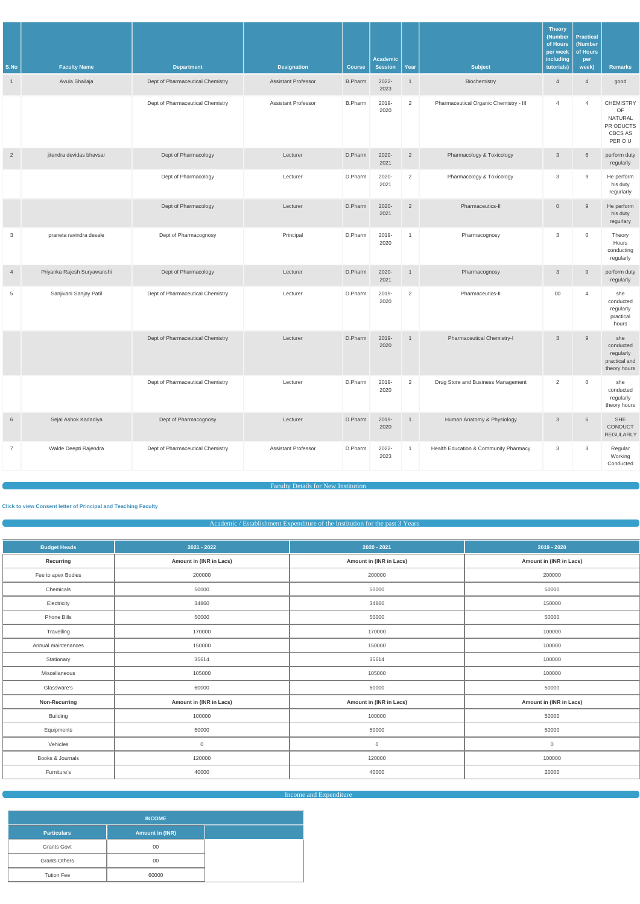| S.No | Faculty Name | Department | Designation | Course | Academic Session | Year | Subject | Theory (Number of Hours per week including tutorials) | Practical (Number of Hours per week) | Remarks |
|---|---|---|---|---|---|---|---|---|---|---|
| 1 | Avula Shailaja | Dept of Pharmaceutical Chemistry | Assistant Professor | B.Pharm | 2022-2023 | 1 | Biochemistry | 4 | 4 | good |
| | | Dept of Pharmaceutical Chemistry | Assistant Professor | B.Pharm | 2019-2020 | 2 | Pharmaceutical Organic Chemistry - III | 4 | 4 | CHEMISTRY OF NATURAL PR ODUCTS CBCS AS PER O U |
| 2 | jitendra devidas bhavsar | Dept of Pharmacology | Lecturer | D.Pharm | 2020-2021 | 2 | Pharmacology & Toxicology | 3 | 6 | perform duty regularly |
| | | Dept of Pharmacology | Lecturer | D.Pharm | 2020-2021 | 2 | Pharmacology & Toxicology | 3 | 9 | He perform his duty regurlarly |
| | | Dept of Pharmacology | Lecturer | D.Pharm | 2020-2021 | 2 | Pharmaceutics-II | 0 | 9 | He perform his duty regurlary |
| 3 | praneta ravindra desale | Dept of Pharmacognosy | Principal | D.Pharm | 2019-2020 | 1 | Pharmacognosy | 3 | 0 | Theory Hours conducting regularly |
| 4 | Priyanka Rajesh Suryawanshi | Dept of Pharmacology | Lecturer | D.Pharm | 2020-2021 | 1 | Pharmacognosy | 3 | 9 | perform duty regularly |
| 5 | Sanjivani Sanjay Patil | Dept of Pharmaceutical Chemistry | Lecturer | D.Pharm | 2019-2020 | 2 | Pharmaceutics-II | 00 | 4 | she conducted regularly practical hours |
| | | Dept of Pharmaceutical Chemistry | Lecturer | D.Pharm | 2019-2020 | 1 | Pharmaceutical Chemistry-I | 3 | 9 | she conducted regularly practical and theory hours |
| | | Dept of Pharmaceutical Chemistry | Lecturer | D.Pharm | 2019-2020 | 2 | Drug Store and Business Management | 2 | 0 | she conducted regularly theory hours |
| 6 | Sejal Ashok Kadadiya | Dept of Pharmacognosy | Lecturer | D.Pharm | 2019-2020 | 1 | Human Anatomy & Physiology | 3 | 6 | SHE CONDUCT REGULARLY |
| 7 | Walde Deepti Rajendra | Dept of Pharmaceutical Chemistry | Assistant Professor | D.Pharm | 2022-2023 | 1 | Health Education & Community Pharmacy | 3 | 3 | Regular Working Conducted |

## Faculty Details for New Institution

**Click to view Consent letter of Principal and Teaching Faculty**

## Academic / Establishment Expenditure of the Institution for the past 3 Years

| Budget Heads | 2021 - 2022 | 2020 - 2021 | 2019 - 2020 |
|---|---|---|---|
| **Recurring** | **Amount in (INR in Lacs)** | **Amount in (INR in Lacs)** | **Amount in (INR in Lacs)** |
| Fee to apex Bodies | 200000 | 200000 | 200000 |
| Chemicals | 50000 | 50000 | 50000 |
| Electricity | 34860 | 34860 | 150000 |
| Phone Bills | 50000 | 50000 | 50000 |
| Travelling | 170000 | 170000 | 100000 |
| Annual maintenances | 150000 | 150000 | 100000 |
| Stationary | 35614 | 35614 | 100000 |
| Miscellaneous | 105000 | 105000 | 100000 |
| Glassware's | 60000 | 60000 | 50000 |
| **Non-Recurring** | **Amount in (INR in Lacs)** | **Amount in (INR in Lacs)** | **Amount in (INR in Lacs)** |
| Building | 100000 | 100000 | 50000 |
| Equipments | 50000 | 50000 | 50000 |
| Vehicles | 0 | 0 | 0 |
| Books & Journals | 120000 | 120000 | 100000 |
| Furniture's | 40000 | 40000 | 20000 |

## Income and Expenditure

| INCOME | | |
|---|---|---|
| **Particulars** | **Amount in (INR)** | |
| Grants Govt | 00 | |
| Grants Others | 00 | |
| Tution Fee | 60000 | |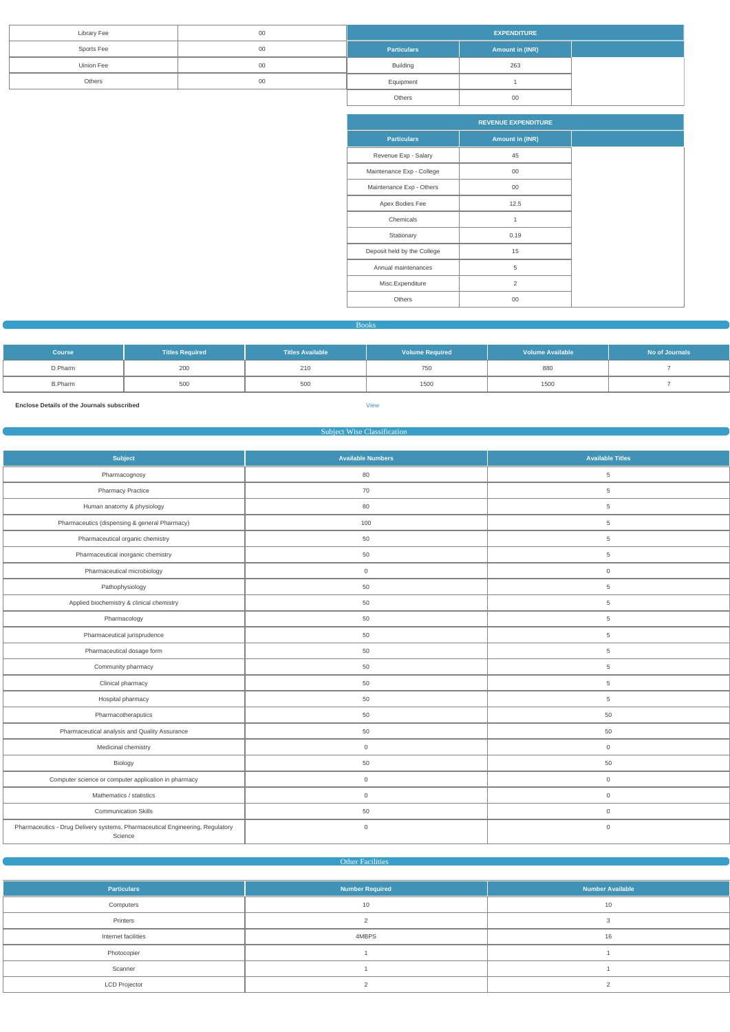| Library Fee | 00 |
|---|---|
| Sports Fee | 00 |
| Uinion Fee | 00 |
| Others | 00 |

| EXPENDITURE | | |
|---|---|---|
| Particulars | Amount in (INR) | |
| Building | 263 | |
| Equipment | 1 | |
| Others | 00 | |

| REVENUE EXPENDITURE | | |
|---|---|---|
| Particulars | Amount in (INR) | |
| Revenue Exp - Salary | 45 | |
| Maintenance Exp - College | 00 | |
| Maintenance Exp - Others | 00 | |
| Apex Bodies Fee | 12.5 | |
| Chemicals | 1 | |
| Stationary | 0.19 | |
| Deposit held by the College | 15 | |
| Annual maintenances | 5 | |
| Misc.Expenditure | 2 | |
| Others | 00 | |

## Books

| Course | Titles Required | Titles Available | Volume Required | Volume Available | No of Journals |
|---|---|---|---|---|---|
| D.Pharm | 200 | 210 | 750 | 880 | 7 |
| B.Pharm | 500 | 500 | 1500 | 1500 | 7 |

**Enclose Details of the Journals subscribed** View

## Subject Wise Classification

| Subject | Available Numbers | Available Titles |
|---|---|---|
| Pharmacognosy | 80 | 5 |
| Pharmacy Practice | 70 | 5 |
| Human anatomy & physiology | 80 | 5 |
| Pharmaceutics (dispensing & general Pharmacy) | 100 | 5 |
| Pharmaceutical organic chemistry | 50 | 5 |
| Pharmaceutical inorganic chemistry | 50 | 5 |
| Pharmaceutical microbiology | 0 | 0 |
| Pathophysiology | 50 | 5 |
| Applied biochemistry & clinical chemistry | 50 | 5 |
| Pharmacology | 50 | 5 |
| Pharmaceutical jurisprudence | 50 | 5 |
| Pharmaceutical dosage form | 50 | 5 |
| Community pharmacy | 50 | 5 |
| Clinical pharmacy | 50 | 5 |
| Hospital pharmacy | 50 | 5 |
| Pharmacotheraputics | 50 | 50 |
| Pharmaceutical analysis and Quality Assurance | 50 | 50 |
| Medicinal chemistry | 0 | 0 |
| Biology | 50 | 50 |
| Computer science or computer application in pharmacy | 0 | 0 |
| Mathematics / statistics | 0 | 0 |
| Communication Skills | 50 | 0 |
| Pharmaceutics - Drug Delivery systems, Pharmaceutical Engineering, Regulatory Science | 0 | 0 |

## Other Facilities

| Particulars | Number Required | Number Available |
|---|---|---|
| Computers | 10 | 10 |
| Printers | 2 | 3 |
| Internet facilities | 4MBPS | 16 |
| Photocopier | 1 | 1 |
| Scanner | 1 | 1 |
| LCD Projector | 2 | 2 |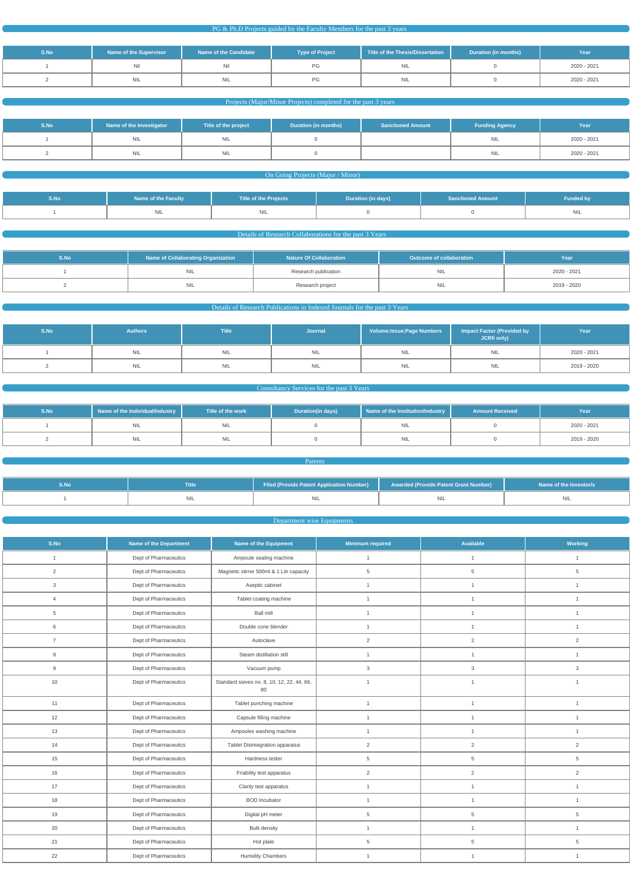## PG & Ph.D Projects guided by the Faculty Members for the past 3 years

| S.No | Name of the Supervisor | Name of the Candidate | Type of Project | Title of the Thesis/Dissertation | Duration (in months) | Year |
|---|---|---|---|---|---|---|
| 1 | Nil | Nil | PG | NIL | 0 | 2020 - 2021 |
| 2 | NIL | NIL | PG | NIL | 0 | 2020 - 2021 |

## Projects (Major/Minor Projects) completed for the past 3 years

| S.No | Name of the Investigator | Title of the project | Duration (in months) | Sanctioned Amount | Funding Agency | Year |
|---|---|---|---|---|---|---|
| 1 | NIL | NIL | 0 | | NIL | 2020 - 2021 |
| 2 | NIL | NIL | 0 | | NIL | 2020 - 2021 |

## On Going Projects (Major / Minor)

| S.No | Name of the Faculty | Title of the Projects | Duration (in days) | Sanctioned Amount | Funded by |
|---|---|---|---|---|---|
| 1 | NIL | NIL | 0 | 0 | NIL |

## Details of Research Collaborations for the past 3 Years

| S.No | Name of Collaborating Organization | Nature Of Collabration | Outcome of collaboration | Year |
|---|---|---|---|---|
| 1 | NIL | Research publication | NIL | 2020 - 2021 |
| 2 | NIL | Research project | NIL | 2019 - 2020 |

## Details of Research Publications in Indexed Journals for the past 3 Years

| S.No | Authors | Title | Journal | Volume:Issue;Page Numbers | Impact Factor (Provided by JCRfi only) | Year |
|---|---|---|---|---|---|---|
| 1 | NIL | NIL | NIL | NIL | NIL | 2020 - 2021 |
| 2 | NIL | NIL | NIL | NIL | NIL | 2019 - 2020 |

## Consultancy Services for the past 3 Years

| S.No | Name of the Individual/Industry | Title of the work | Duration(in days) | Name of the Institution/Industry | Amount Received | Year |
|---|---|---|---|---|---|---|
| 1 | NIL | NIL | 0 | NIL | 0 | 2020 - 2021 |
| 2 | NIL | NIL | 0 | NIL | 0 | 2019 - 2020 |

## Patents

| S.No | Title | Filed (Provide Patent Application Number) | Awarded (Provide Patent Grant Number) | Name of the Inventor/s |
|---|---|---|---|---|
| 1 | NIL | NIL | NIL | NIL |

## Department wise Equipments

| S.No | Name of the Department | Name of the Equipment | Minimum required | Available | Working |
|---|---|---|---|---|---|
| 1 | Dept of Pharmaceutics | Ampoule sealing machine | 1 | 1 | 1 |
| 2 | Dept of Pharmaceutics | Magnetic stirrer 500ml & 1 Litr capacity | 5 | 5 | 5 |
| 3 | Dept of Pharmaceutics | Aseptic cabinet | 1 | 1 | 1 |
| 4 | Dept of Pharmaceutics | Tablet coating machine | 1 | 1 | 1 |
| 5 | Dept of Pharmaceutics | Ball mill | 1 | 1 | 1 |
| 6 | Dept of Pharmaceutics | Double cone blender | 1 | 1 | 1 |
| 7 | Dept of Pharmaceutics | Autoclave | 2 | 2 | 2 |
| 8 | Dept of Pharmaceutics | Steam distillation still | 1 | 1 | 1 |
| 9 | Dept of Pharmaceutics | Vacuum pump | 3 | 3 | 3 |
| 10 | Dept of Pharmaceutics | Standard sieves no. 8, 10, 12, 22, 44, 66, 80 | 1 | 1 | 1 |
| 11 | Dept of Pharmaceutics | Tablet punching machine | 1 | 1 | 1 |
| 12 | Dept of Pharmaceutics | Capsule filling machine | 1 | 1 | 1 |
| 13 | Dept of Pharmaceutics | Ampoules washing machine | 1 | 1 | 1 |
| 14 | Dept of Pharmaceutics | Tablet Disintegration apparatus | 2 | 2 | 2 |
| 15 | Dept of Pharmaceutics | Hardness tester | 5 | 5 | 5 |
| 16 | Dept of Pharmaceutics | Friability test apparatus | 2 | 2 | 2 |
| 17 | Dept of Pharmaceutics | Clarity test apparatus | 1 | 1 | 1 |
| 18 | Dept of Pharmaceutics | BOD Incubator | 1 | 1 | 1 |
| 19 | Dept of Pharmaceutics | Digital pH meter | 5 | 5 | 5 |
| 20 | Dept of Pharmaceutics | Bulk density | 1 | 1 | 1 |
| 21 | Dept of Pharmaceutics | Hot plate | 5 | 5 | 5 |
| 22 | Dept of Pharmaceutics | Humidity Chambers | 1 | 1 | 1 |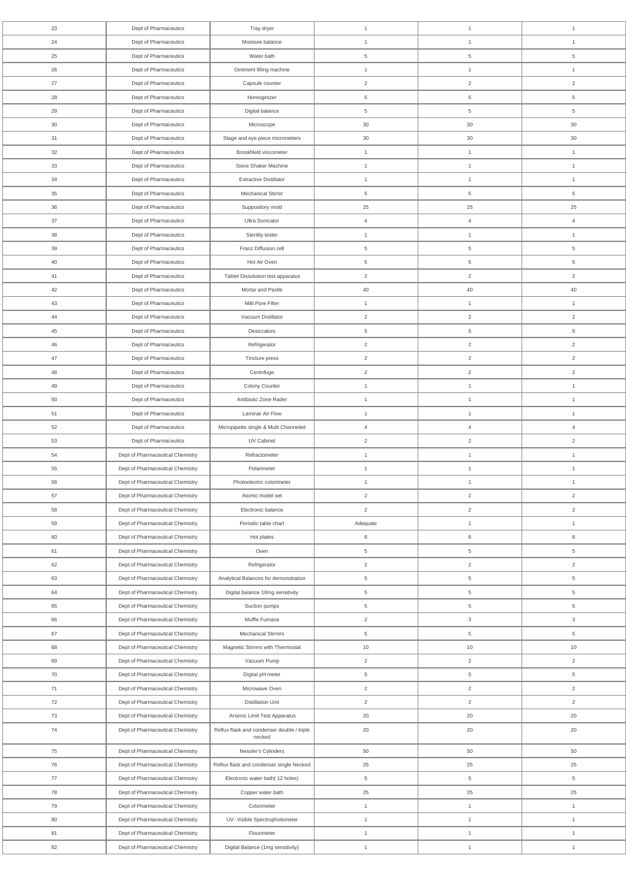| 23 | Dept of Pharmaceutics | Tray dryer | 1 | 1 | 1 |
|---|---|---|---|---|---|
| 24 | Dept of Pharmaceutics | Moisture balance | 1 | 1 | 1 |
| 25 | Dept of Pharmaceutics | Water bath | 5 | 5 | 5 |
| 26 | Dept of Pharmaceutics | Ointment filling machine | 1 | 1 | 1 |
| 27 | Dept of Pharmaceutics | Capsule counter | 2 | 2 | 2 |
| 28 | Dept of Pharmaceutics | Homoginizer | 5 | 5 | 5 |
| 29 | Dept of Pharmaceutics | Digital balance | 5 | 5 | 5 |
| 30 | Dept of Pharmaceutics | Microscope | 30 | 30 | 30 |
| 31 | Dept of Pharmaceutics | Stage and eye piece micrometers | 30 | 30 | 30 |
| 32 | Dept of Pharmaceutics | Brookfileld viscometer | 1 | 1 | 1 |
| 33 | Dept of Pharmaceutics | Sieve Shaker Machine | 1 | 1 | 1 |
| 34 | Dept of Pharmaceutics | Extractive Distillator | 1 | 1 | 1 |
| 35 | Dept of Pharmaceutics | Mechanical Stirrer | 5 | 5 | 5 |
| 36 | Dept of Pharmaceutics | Suppository mold | 25 | 25 | 25 |
| 37 | Dept of Pharmaceutics | Ultra Sonicator | 4 | 4 | 4 |
| 38 | Dept of Pharmaceutics | Sterility tester | 1 | 1 | 1 |
| 39 | Dept of Pharmaceutics | Franz Diffusion cell | 5 | 5 | 5 |
| 40 | Dept of Pharmaceutics | Hot Air Oven | 5 | 5 | 5 |
| 41 | Dept of Pharmaceutics | Tablet Dissolution test apparatus | 2 | 2 | 2 |
| 42 | Dept of Pharmaceutics | Mortar and Pestle | 40 | 40 | 40 |
| 43 | Dept of Pharmaceutics | Milli Pore Filter | 1 | 1 | 1 |
| 44 | Dept of Pharmaceutics | Vacuum Distillator | 2 | 2 | 2 |
| 45 | Dept of Pharmaceutics | Desiccators | 5 | 5 | 5 |
| 46 | Dept of Pharmaceutics | Refrigerator | 2 | 2 | 2 |
| 47 | Dept of Pharmaceutics | Tincture press | 2 | 2 | 2 |
| 48 | Dept of Pharmaceutics | Centrifuge | 2 | 2 | 2 |
| 49 | Dept of Pharmaceutics | Colony Counter | 1 | 1 | 1 |
| 50 | Dept of Pharmaceutics | Antibiotic Zone Rader | 1 | 1 | 1 |
| 51 | Dept of Pharmaceutics | Laminar Air Flow | 1 | 1 | 1 |
| 52 | Dept of Pharmaceutics | Micropipette single & Multi Channeled | 4 | 4 | 4 |
| 53 | Dept of Pharmaceutics | UV Cabinet | 2 | 2 | 2 |
| 54 | Dept of Pharmaceutical Chemistry | Refractometer | 1 | 1 | 1 |
| 55 | Dept of Pharmaceutical Chemistry | Polarimeter | 1 | 1 | 1 |
| 56 | Dept of Pharmaceutical Chemistry | Photoelectric colorimeter | 1 | 1 | 1 |
| 57 | Dept of Pharmaceutical Chemistry | Atomic model set | 2 | 2 | 2 |
| 58 | Dept of Pharmaceutical Chemistry | Electronic balance | 2 | 2 | 2 |
| 59 | Dept of Pharmaceutical Chemistry | Periodic table chart | Adequate | 1 | 1 |
| 60 | Dept of Pharmaceutical Chemistry | Hot plates | 8 | 8 | 8 |
| 61 | Dept of Pharmaceutical Chemistry | Oven | 5 | 5 | 5 |
| 62 | Dept of Pharmaceutical Chemistry | Refrigerator | 2 | 2 | 2 |
| 63 | Dept of Pharmaceutical Chemistry | Analytical Balances for demonstration | 5 | 5 | 5 |
| 64 | Dept of Pharmaceutical Chemistry | Digital balance 10mg sensitivity | 5 | 5 | 5 |
| 65 | Dept of Pharmaceutical Chemistry | Suction pumps | 5 | 5 | 5 |
| 66 | Dept of Pharmaceutical Chemistry | Muffle Furnace | 2 | 3 | 3 |
| 67 | Dept of Pharmaceutical Chemistry | Mechanical Stirrers | 5 | 5 | 5 |
| 68 | Dept of Pharmaceutical Chemistry | Magnetic Stirrers with Thermostat | 10 | 10 | 10 |
| 69 | Dept of Pharmaceutical Chemistry | Vacuum Pump | 2 | 2 | 2 |
| 70 | Dept of Pharmaceutical Chemistry | Digital pH meter | 5 | 5 | 5 |
| 71 | Dept of Pharmaceutical Chemistry | Microwave Oven | 2 | 2 | 2 |
| 72 | Dept of Pharmaceutical Chemistry | Distillation Unit | 2 | 2 | 2 |
| 73 | Dept of Pharmaceutical Chemistry | Arsenic Limit Test Apparatus | 20 | 20 | 20 |
| 74 | Dept of Pharmaceutical Chemistry | Reflux flask and condenser double / triple necked | 20 | 20 | 20 |
| 75 | Dept of Pharmaceutical Chemistry | Nessler's Cylinders | 50 | 50 | 50 |
| 76 | Dept of Pharmaceutical Chemistry | Reflux flask and condenser single Necked | 25 | 25 | 25 |
| 77 | Dept of Pharmaceutical Chemistry | Electronic water bath( 12 holes) | 5 | 5 | 5 |
| 78 | Dept of Pharmaceutical Chemistry | Copper water bath | 25 | 25 | 25 |
| 79 | Dept of Pharmaceutical Chemistry | Colorimeter | 1 | 1 | 1 |
| 80 | Dept of Pharmaceutical Chemistry | UV- Visible Spectrophotometer | 1 | 1 | 1 |
| 81 | Dept of Pharmaceutical Chemistry | Flourimeter | 1 | 1 | 1 |
| 82 | Dept of Pharmaceutical Chemistry | Digital Balance (1mg sensitivity) | 1 | 1 | 1 |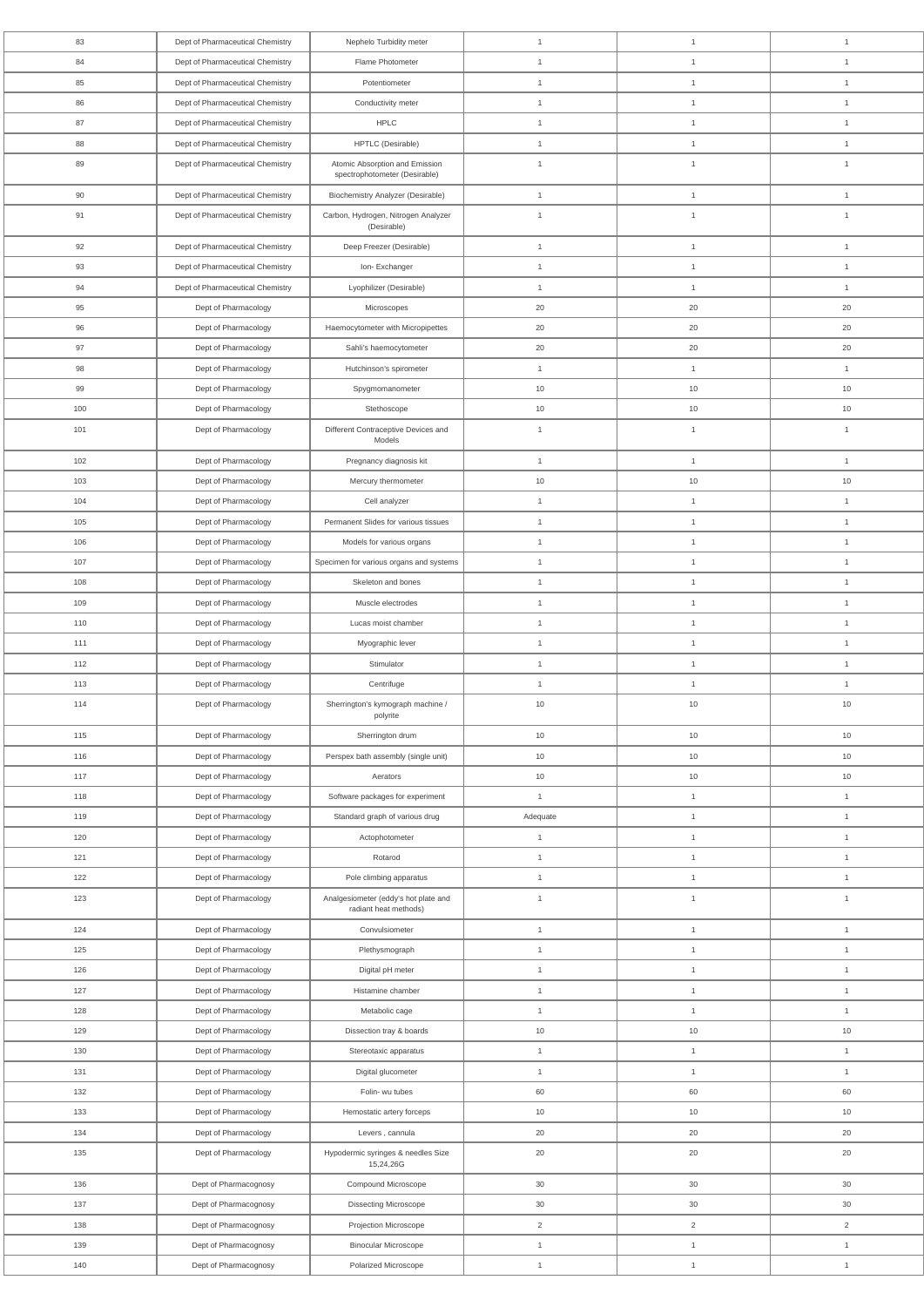| 83 | Dept of Pharmaceutical Chemistry | Nephelo Turbidity meter | 1 | 1 | 1 |
|---|---|---|---|---|---|
| 84 | Dept of Pharmaceutical Chemistry | Flame Photometer | 1 | 1 | 1 |
| 85 | Dept of Pharmaceutical Chemistry | Potentiometer | 1 | 1 | 1 |
| 86 | Dept of Pharmaceutical Chemistry | Conductivity meter | 1 | 1 | 1 |
| 87 | Dept of Pharmaceutical Chemistry | HPLC | 1 | 1 | 1 |
| 88 | Dept of Pharmaceutical Chemistry | HPTLC (Desirable) | 1 | 1 | 1 |
| 89 | Dept of Pharmaceutical Chemistry | Atomic Absorption and Emission spectrophotometer (Desirable) | 1 | 1 | 1 |
| 90 | Dept of Pharmaceutical Chemistry | Biochemistry Analyzer (Desirable) | 1 | 1 | 1 |
| 91 | Dept of Pharmaceutical Chemistry | Carbon, Hydrogen, Nitrogen Analyzer (Desirable) | 1 | 1 | 1 |
| 92 | Dept of Pharmaceutical Chemistry | Deep Freezer (Desirable) | 1 | 1 | 1 |
| 93 | Dept of Pharmaceutical Chemistry | Ion- Exchanger | 1 | 1 | 1 |
| 94 | Dept of Pharmaceutical Chemistry | Lyophilizer (Desirable) | 1 | 1 | 1 |
| 95 | Dept of Pharmacology | Microscopes | 20 | 20 | 20 |
| 96 | Dept of Pharmacology | Haemocytometer with Micropipettes | 20 | 20 | 20 |
| 97 | Dept of Pharmacology | Sahli's haemocytometer | 20 | 20 | 20 |
| 98 | Dept of Pharmacology | Hutchinson's spirometer | 1 | 1 | 1 |
| 99 | Dept of Pharmacology | Spygmomanometer | 10 | 10 | 10 |
| 100 | Dept of Pharmacology | Stethoscope | 10 | 10 | 10 |
| 101 | Dept of Pharmacology | Different Contraceptive Devices and Models | 1 | 1 | 1 |
| 102 | Dept of Pharmacology | Pregnancy diagnosis kit | 1 | 1 | 1 |
| 103 | Dept of Pharmacology | Mercury thermometer | 10 | 10 | 10 |
| 104 | Dept of Pharmacology | Cell analyzer | 1 | 1 | 1 |
| 105 | Dept of Pharmacology | Permanent Slides for various tissues | 1 | 1 | 1 |
| 106 | Dept of Pharmacology | Models for various organs | 1 | 1 | 1 |
| 107 | Dept of Pharmacology | Specimen for various organs and systems | 1 | 1 | 1 |
| 108 | Dept of Pharmacology | Skeleton and bones | 1 | 1 | 1 |
| 109 | Dept of Pharmacology | Muscle electrodes | 1 | 1 | 1 |
| 110 | Dept of Pharmacology | Lucas moist chamber | 1 | 1 | 1 |
| 111 | Dept of Pharmacology | Myographic lever | 1 | 1 | 1 |
| 112 | Dept of Pharmacology | Stimulator | 1 | 1 | 1 |
| 113 | Dept of Pharmacology | Centrifuge | 1 | 1 | 1 |
| 114 | Dept of Pharmacology | Sherrington's kymograph machine / polyrite | 10 | 10 | 10 |
| 115 | Dept of Pharmacology | Sherrington drum | 10 | 10 | 10 |
| 116 | Dept of Pharmacology | Perspex bath assembly (single unit) | 10 | 10 | 10 |
| 117 | Dept of Pharmacology | Aerators | 10 | 10 | 10 |
| 118 | Dept of Pharmacology | Software packages for experiment | 1 | 1 | 1 |
| 119 | Dept of Pharmacology | Standard graph of various drug | Adequate | 1 | 1 |
| 120 | Dept of Pharmacology | Actophotometer | 1 | 1 | 1 |
| 121 | Dept of Pharmacology | Rotarod | 1 | 1 | 1 |
| 122 | Dept of Pharmacology | Pole climbing apparatus | 1 | 1 | 1 |
| 123 | Dept of Pharmacology | Analgesiometer (eddy's hot plate and radiant heat methods) | 1 | 1 | 1 |
| 124 | Dept of Pharmacology | Convulsiometer | 1 | 1 | 1 |
| 125 | Dept of Pharmacology | Plethysmograph | 1 | 1 | 1 |
| 126 | Dept of Pharmacology | Digital pH meter | 1 | 1 | 1 |
| 127 | Dept of Pharmacology | Histamine chamber | 1 | 1 | 1 |
| 128 | Dept of Pharmacology | Metabolic cage | 1 | 1 | 1 |
| 129 | Dept of Pharmacology | Dissection tray & boards | 10 | 10 | 10 |
| 130 | Dept of Pharmacology | Stereotaxic apparatus | 1 | 1 | 1 |
| 131 | Dept of Pharmacology | Digital glucometer | 1 | 1 | 1 |
| 132 | Dept of Pharmacology | Folin- wu tubes | 60 | 60 | 60 |
| 133 | Dept of Pharmacology | Hemostatic artery forceps | 10 | 10 | 10 |
| 134 | Dept of Pharmacology | Levers , cannula | 20 | 20 | 20 |
| 135 | Dept of Pharmacology | Hypodermic syringes & needles Size 15,24,26G | 20 | 20 | 20 |
| 136 | Dept of Pharmacognosy | Compound Microscope | 30 | 30 | 30 |
| 137 | Dept of Pharmacognosy | Dissecting Microscope | 30 | 30 | 30 |
| 138 | Dept of Pharmacognosy | Projection Microscope | 2 | 2 | 2 |
| 139 | Dept of Pharmacognosy | Binocular Microscope | 1 | 1 | 1 |
| 140 | Dept of Pharmacognosy | Polarized Microscope | 1 | 1 | 1 |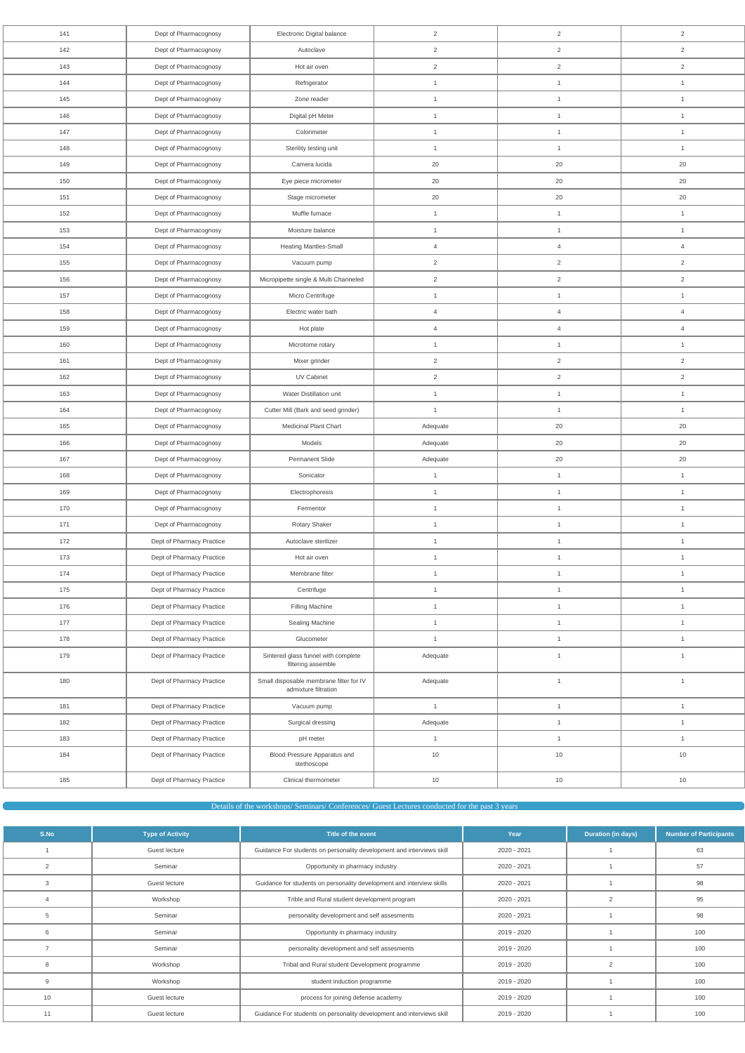| 141 | Dept of Pharmacognosy | Electronic Digital balance | 2 | 2 | 2 |
|---|---|---|---|---|---|
| 142 | Dept of Pharmacognosy | Autoclave | 2 | 2 | 2 |
| 143 | Dept of Pharmacognosy | Hot air oven | 2 | 2 | 2 |
| 144 | Dept of Pharmacognosy | Refrigerator | 1 | 1 | 1 |
| 145 | Dept of Pharmacognosy | Zone reader | 1 | 1 | 1 |
| 146 | Dept of Pharmacognosy | Digital pH Meter | 1 | 1 | 1 |
| 147 | Dept of Pharmacognosy | Colorimeter | 1 | 1 | 1 |
| 148 | Dept of Pharmacognosy | Sterility testing unit | 1 | 1 | 1 |
| 149 | Dept of Pharmacognosy | Camera lucida | 20 | 20 | 20 |
| 150 | Dept of Pharmacognosy | Eye piece micrometer | 20 | 20 | 20 |
| 151 | Dept of Pharmacognosy | Stage micrometer | 20 | 20 | 20 |
| 152 | Dept of Pharmacognosy | Muffle furnace | 1 | 1 | 1 |
| 153 | Dept of Pharmacognosy | Moisture balance | 1 | 1 | 1 |
| 154 | Dept of Pharmacognosy | Heating Mantles-Small | 4 | 4 | 4 |
| 155 | Dept of Pharmacognosy | Vacuum pump | 2 | 2 | 2 |
| 156 | Dept of Pharmacognosy | Micropipette single & Multi Channeled | 2 | 2 | 2 |
| 157 | Dept of Pharmacognosy | Micro Centrifuge | 1 | 1 | 1 |
| 158 | Dept of Pharmacognosy | Electric water bath | 4 | 4 | 4 |
| 159 | Dept of Pharmacognosy | Hot plate | 4 | 4 | 4 |
| 160 | Dept of Pharmacognosy | Microtome rotary | 1 | 1 | 1 |
| 161 | Dept of Pharmacognosy | Mixer grinder | 2 | 2 | 2 |
| 162 | Dept of Pharmacognosy | UV Cabinet | 2 | 2 | 2 |
| 163 | Dept of Pharmacognosy | Water Distillation unit | 1 | 1 | 1 |
| 164 | Dept of Pharmacognosy | Cutter Mill (Bark and seed grinder) | 1 | 1 | 1 |
| 165 | Dept of Pharmacognosy | Medicinal Plant Chart | Adequate | 20 | 20 |
| 166 | Dept of Pharmacognosy | Models | Adequate | 20 | 20 |
| 167 | Dept of Pharmacognosy | Permanent Slide | Adequate | 20 | 20 |
| 168 | Dept of Pharmacognosy | Sonicator | 1 | 1 | 1 |
| 169 | Dept of Pharmacognosy | Electrophoresis | 1 | 1 | 1 |
| 170 | Dept of Pharmacognosy | Fermentor | 1 | 1 | 1 |
| 171 | Dept of Pharmacognosy | Rotary Shaker | 1 | 1 | 1 |
| 172 | Dept of Pharmacy Practice | Autoclave sterilizer | 1 | 1 | 1 |
| 173 | Dept of Pharmacy Practice | Hot air oven | 1 | 1 | 1 |
| 174 | Dept of Pharmacy Practice | Membrane filter | 1 | 1 | 1 |
| 175 | Dept of Pharmacy Practice | Centrifuge | 1 | 1 | 1 |
| 176 | Dept of Pharmacy Practice | Filling Machine | 1 | 1 | 1 |
| 177 | Dept of Pharmacy Practice | Sealing Machine | 1 | 1 | 1 |
| 178 | Dept of Pharmacy Practice | Glucometer | 1 | 1 | 1 |
| 179 | Dept of Pharmacy Practice | Sintered glass funnel with complete filtering assemble | Adequate | 1 | 1 |
| 180 | Dept of Pharmacy Practice | Small disposable membrane filter for IV admixture filtration | Adequate | 1 | 1 |
| 181 | Dept of Pharmacy Practice | Vacuum pump | 1 | 1 | 1 |
| 182 | Dept of Pharmacy Practice | Surgical dressing | Adequate | 1 | 1 |
| 183 | Dept of Pharmacy Practice | pH meter | 1 | 1 | 1 |
| 184 | Dept of Pharmacy Practice | Blood Pressure Apparatus and stethoscope | 10 | 10 | 10 |
| 185 | Dept of Pharmacy Practice | Clinical thermometer | 10 | 10 | 10 |

## Details of the workshops/ Seminars/ Conferences/ Guest Lectures conducted for the past 3 years

| S.No | Type of Activity | Title of the event | Year | Duration (in days) | Number of Participants |
|---|---|---|---|---|---|
| 1 | Guest lecture | Guidance For students on personality development and interviews skill | 2020 - 2021 | 1 | 63 |
| 2 | Seminar | Opportunity in pharmacy industry | 2020 - 2021 | 1 | 57 |
| 3 | Guest lecture | Guidance for students on personality development and interview skills | 2020 - 2021 | 1 | 98 |
| 4 | Workshop | Trible and Rural student development program | 2020 - 2021 | 2 | 95 |
| 5 | Seminar | personality development and self assesments | 2020 - 2021 | 1 | 98 |
| 6 | Seminar | Opportunity in pharmacy industry | 2019 - 2020 | 1 | 100 |
| 7 | Seminar | personality development and self assesments | 2019 - 2020 | 1 | 100 |
| 8 | Workshop | Tribal and Rural student Development programme | 2019 - 2020 | 2 | 100 |
| 9 | Workshop | student induction programme | 2019 - 2020 | 1 | 100 |
| 10 | Guest lecture | process for joining defense academy | 2019 - 2020 | 1 | 100 |
| 11 | Guest lecture | Guidance For students on personality development and interviews skill | 2019 - 2020 | 1 | 100 |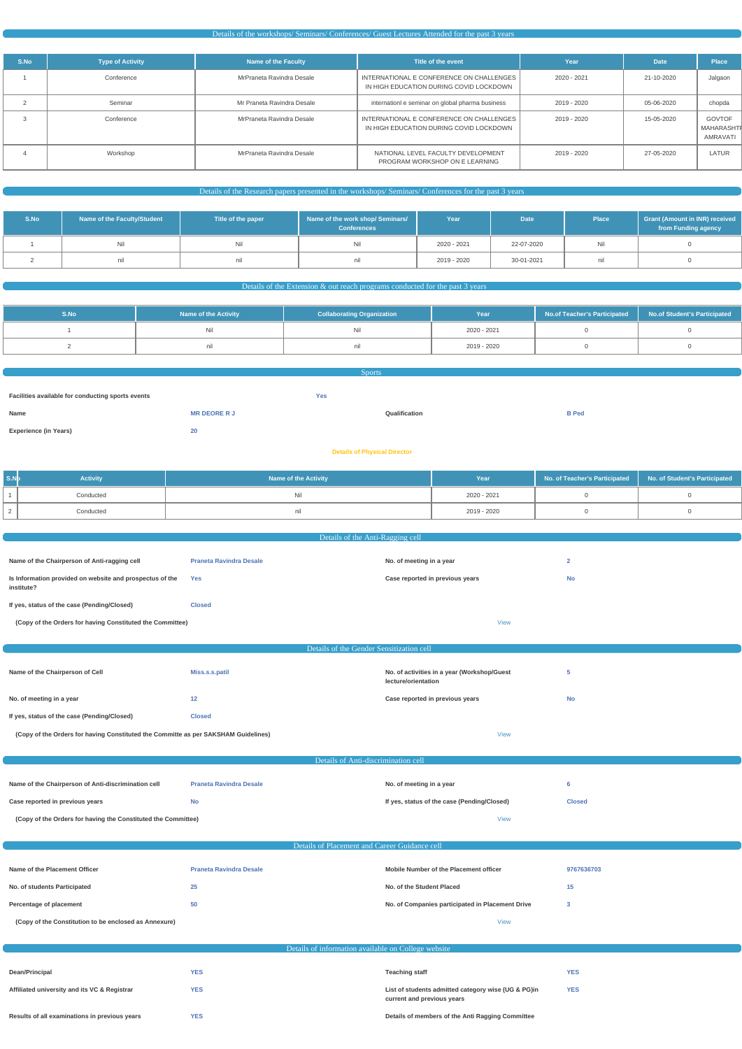## Details of the workshops/ Seminars/ Conferences/ Guest Lectures Attended for the past 3 years

| S.No | Type of Activity | Name of the Faculty | Title of the event | Year | Date | Place |
|---|---|---|---|---|---|---|
| 1 | Conference | MrPraneta Ravindra Desale | INTERNATIONAL E CONFERENCE ON CHALLENGES IN HIGH EDUCATION DURING COVID LOCKDOWN | 2020 - 2021 | 21-10-2020 | Jalgaon |
| 2 | Seminar | Mr Praneta Ravindra Desale | internationl e seminar on global pharma business | 2019 - 2020 | 05-06-2020 | chopda |
| 3 | Conference | MrPraneta Ravindra Desale | INTERNATIONAL E CONFERENCE ON CHALLENGES IN HIGH EDUCATION DURING COVID LOCKDOWN | 2019 - 2020 | 15-05-2020 | GOVTOF MAHARASHTR AMRAVATI |
| 4 | Workshop | MrPraneta Ravindra Desale | NATIONAL LEVEL FACULTY DEVELOPMENT PROGRAM WORKSHOP ON E LEARNING | 2019 - 2020 | 27-05-2020 | LATUR |

## Details of the Research papers presented in the workshops/ Seminars/ Conferences for the past 3 years

| S.No | Name of the Faculty/Student | Title of the paper | Name of the work shop/ Seminars/ Conferences | Year | Date | Place | Grant (Amount in INR) received from Funding agency |
|---|---|---|---|---|---|---|---|
| 1 | Nil | Nil | Nil | 2020 - 2021 | 22-07-2020 | Nil | 0 |
| 2 | nil | nil | nil | 2019 - 2020 | 30-01-2021 | nil | 0 |

## Details of the Extension & out reach programs conducted for the past 3 years

| S.No | Name of the Activity | Collaborating Organization | Year | No.of Teacher's Participated | No.of Student's Participated |
|---|---|---|---|---|---|
| 1 | Nil | Nil | 2020 - 2021 | 0 | 0 |
| 2 | nil | nil | 2019 - 2020 | 0 | 0 |

## Sports

| | | | |
|---|---|---|---|
| **Facilities available for conducting sports events** | Yes | | |
| **Name** | MR DEORE R J | **Qualification** | B Ped |
| **Experience (in Years)** | 20 | | |

**Details of Physical Director**

| S.No | Activity | Name of the Activity | Year | No. of Teacher's Participated | No. of Student's Participated |
|---|---|---|---|---|---|
| 1 | Conducted | Nil | 2020 - 2021 | 0 | 0 |
| 2 | Conducted | nil | 2019 - 2020 | 0 | 0 |

## Details of the Anti-Ragging cell

| | | | |
|---|---|---|---|
| **Name of the Chairperson of Anti-ragging cell** | Praneta Ravindra Desale | **No. of meeting in a year** | 2 |
| **Is Information provided on website and prospectus of the institute?** | Yes | **Case reported in previous years** | No |
| **If yes, status of the case (Pending/Closed)** | Closed | | |
| **(Copy of the Orders for having Constituted the Committee)** | | View | |

## Details of the Gender Sensitization cell

| | | | |
|---|---|---|---|
| **Name of the Chairperson of Cell** | Miss.s.s.patil | **No. of activities in a year (Workshop/Guest lecture/orientation** | 5 |
| **No. of meeting in a year** | 12 | **Case reported in previous years** | No |
| **If yes, status of the case (Pending/Closed)** | Closed | | |
| **(Copy of the Orders for having Constituted the Committe as per SAKSHAM Guidelines)** | | View | |

## Details of Anti-discrimination cell

| | | | |
|---|---|---|---|
| **Name of the Chairperson of Anti-discrimination cell** | Praneta Ravindra Desale | **No. of meeting in a year** | 6 |
| **Case reported in previous years** | No | **If yes, status of the case (Pending/Closed)** | Closed |
| **(Copy of the Orders for having the Constituted the Committee)** | | View | |

## Details of Placement and Career Guidance cell

| | | | |
|---|---|---|---|
| **Name of the Placement Officer** | Praneta Ravindra Desale | **Mobile Number of the Placement officer** | 9767636703 |
| **No. of students Participated** | 25 | **No. of the Student Placed** | 15 |
| **Percentage of placement** | 50 | **No. of Companies participated in Placement Drive** | 3 |
| **(Copy of the Constitution to be enclosed as Annexure)** | | View | |

## Details of information available on College website

| | | | |
|---|---|---|---|
| **Dean/Principal** | YES | **Teaching staff** | YES |
| **Affiliated university and its VC & Registrar** | YES | **List of students admitted category wise (UG & PG)in current and previous years** | YES |
| **Results of all examinations in previous years** | YES | **Details of members of the Anti Ragging Committee** | |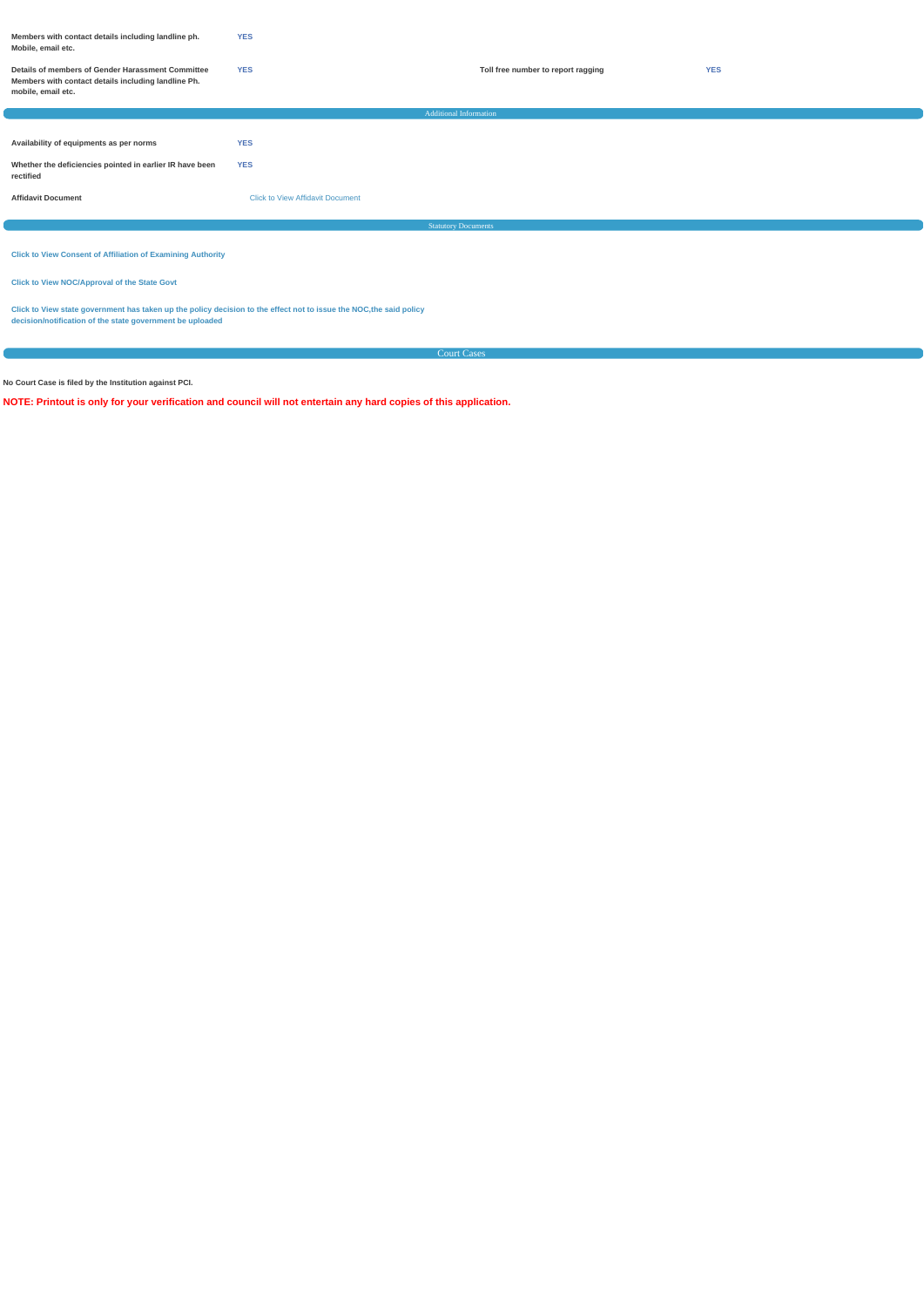| | | | |
|---|---|---|---|
| Members with contact details including landline ph. Mobile, email etc. | YES | | |
| Details of members of Gender Harassment Committee Members with contact details including landline Ph. mobile, email etc. | YES | Toll free number to report ragging | YES |

## Additional Information

| | |
|---|---|
| Availability of equipments as per norms | YES |
| Whether the deficiencies pointed in earlier IR have been rectified | YES |
| Affidavit Document | Click to View Affidavit Document |

## Statutory Documents

Click to View Consent of Affiliation of Examining Authority

Click to View NOC/Approval of the State Govt

Click to View state government has taken up the policy decision to the effect not to issue the NOC,the said policy decision/notification of the state government be uploaded

## Court Cases

No Court Case is filed by the Institution against PCI.

**NOTE: Printout is only for your verification and council will not entertain any hard copies of this application.**